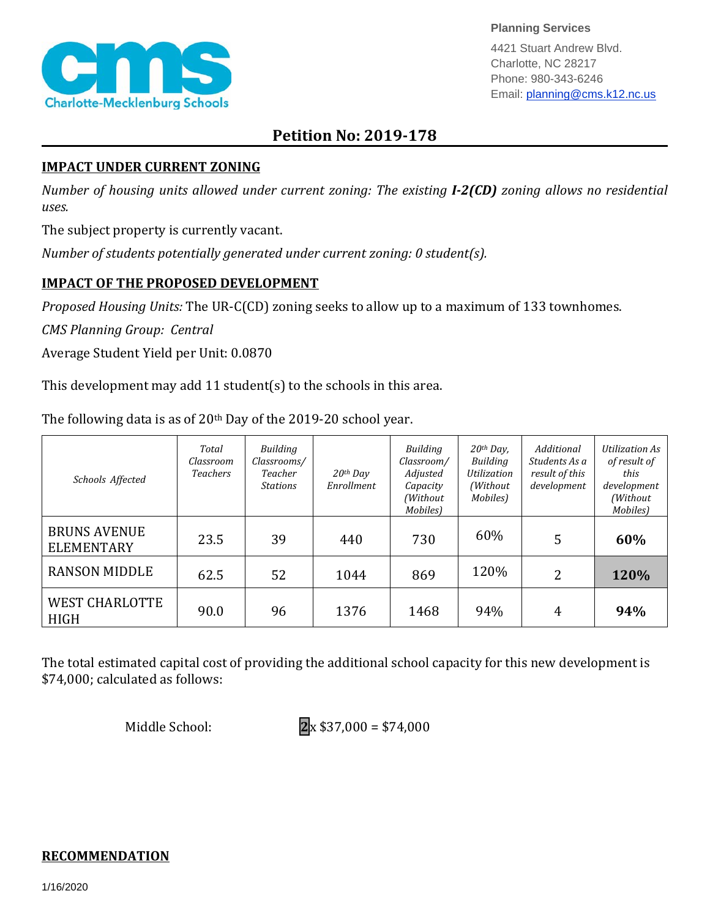Planning Services

4421 Stuart Andrew Blvd.
Charlotte, NC 28217
Phone: 980-343-6246
Email: planning@cms.k12.nc.us

# Petition No: 2019-178

## IMPACT UNDER CURRENT ZONING

*Number of housing units allowed under current zoning: The existing **I-2(CD)** zoning allows no residential uses.*

The subject property is currently vacant.

*Number of students potentially generated under current zoning: 0 student(s).*

## IMPACT OF THE PROPOSED DEVELOPMENT

*Proposed Housing Units:* The UR-C(CD) zoning seeks to allow up to a maximum of 133 townhomes.

*CMS Planning Group: Central*

Average Student Yield per Unit: 0.0870

This development may add 11 student(s) to the schools in this area.

The following data is as of 20th Day of the 2019-20 school year.

| *Schools Affected* | *Total Classroom Teachers* | *Building Classrooms/ Teacher Stations* | *20th Day Enrollment* | *Building Classroom/ Adjusted Capacity (Without Mobiles)* | *20th Day, Building Utilization (Without Mobiles)* | *Additional Students As a result of this development* | *Utilization As of result of this development (Without Mobiles)* |
|---|---|---|---|---|---|---|---|
| BRUNS AVENUE ELEMENTARY | 23.5 | 39 | 440 | 730 | 60% | 5 | **60%** |
| RANSON MIDDLE | 62.5 | 52 | 1044 | 869 | 120% | 2 | **120%** |
| WEST CHARLOTTE HIGH | 90.0 | 96 | 1376 | 1468 | 94% | 4 | **94%** |

The total estimated capital cost of providing the additional school capacity for this new development is $74,000; calculated as follows:

Middle School: **2** x $37,000 = $74,000

## RECOMMENDATION

1/16/2020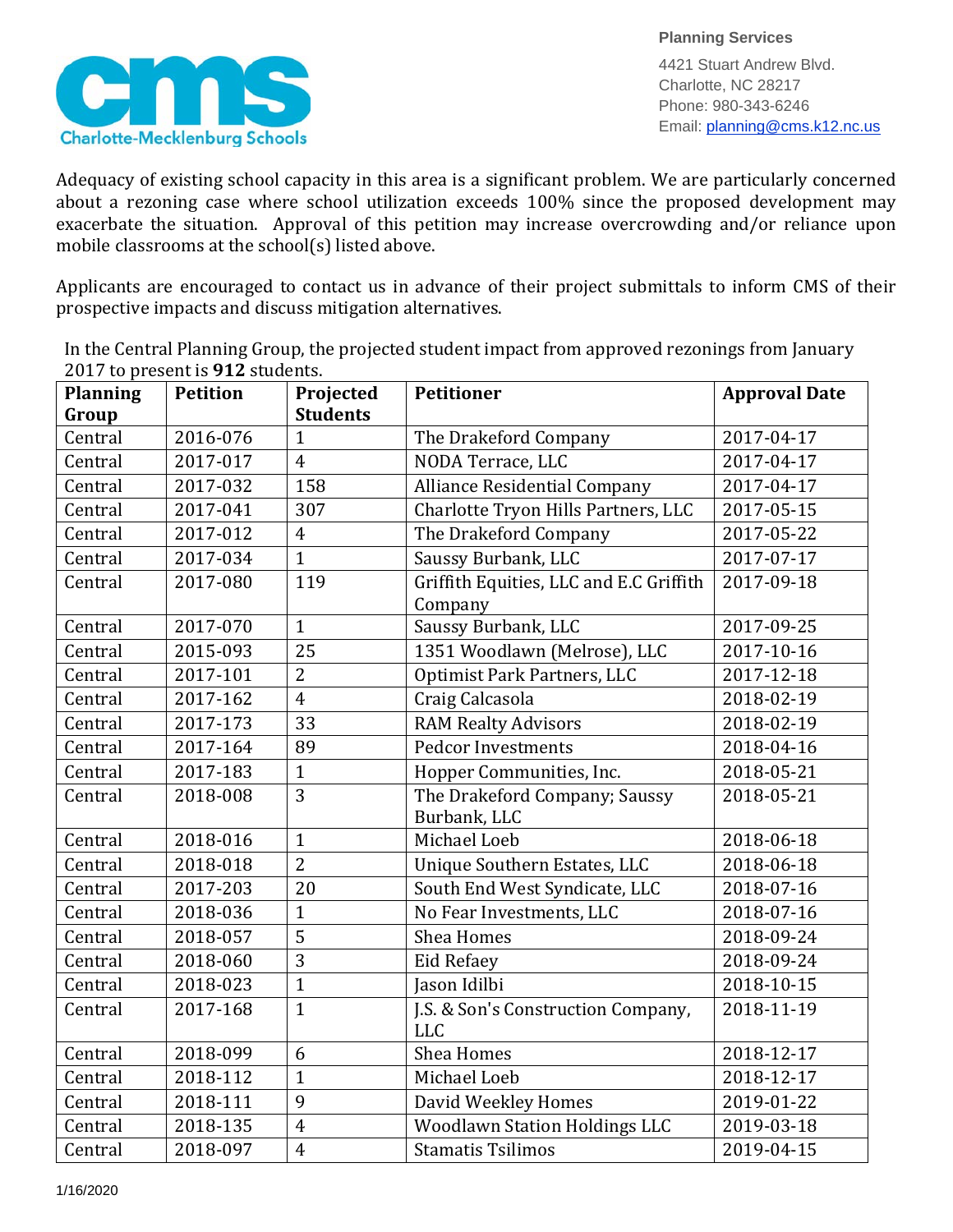Adequacy of existing school capacity in this area is a significant problem. We are particularly concerned about a rezoning case where school utilization exceeds 100% since the proposed development may exacerbate the situation. Approval of this petition may increase overcrowding and/or reliance upon mobile classrooms at the school(s) listed above.

Applicants are encouraged to contact us in advance of their project submittals to inform CMS of their prospective impacts and discuss mitigation alternatives.

In the Central Planning Group, the projected student impact from approved rezonings from January 2017 to present is **912** students.

| Planning Group | Petition | Projected Students | Petitioner | Approval Date |
|---|---|---|---|---|
| Central | 2016-076 | 1 | The Drakeford Company | 2017-04-17 |
| Central | 2017-017 | 4 | NODA Terrace, LLC | 2017-04-17 |
| Central | 2017-032 | 158 | Alliance Residential Company | 2017-04-17 |
| Central | 2017-041 | 307 | Charlotte Tryon Hills Partners, LLC | 2017-05-15 |
| Central | 2017-012 | 4 | The Drakeford Company | 2017-05-22 |
| Central | 2017-034 | 1 | Saussy Burbank, LLC | 2017-07-17 |
| Central | 2017-080 | 119 | Griffith Equities, LLC and E.C Griffith Company | 2017-09-18 |
| Central | 2017-070 | 1 | Saussy Burbank, LLC | 2017-09-25 |
| Central | 2015-093 | 25 | 1351 Woodlawn (Melrose), LLC | 2017-10-16 |
| Central | 2017-101 | 2 | Optimist Park Partners, LLC | 2017-12-18 |
| Central | 2017-162 | 4 | Craig Calcasola | 2018-02-19 |
| Central | 2017-173 | 33 | RAM Realty Advisors | 2018-02-19 |
| Central | 2017-164 | 89 | Pedcor Investments | 2018-04-16 |
| Central | 2017-183 | 1 | Hopper Communities, Inc. | 2018-05-21 |
| Central | 2018-008 | 3 | The Drakeford Company; Saussy Burbank, LLC | 2018-05-21 |
| Central | 2018-016 | 1 | Michael Loeb | 2018-06-18 |
| Central | 2018-018 | 2 | Unique Southern Estates, LLC | 2018-06-18 |
| Central | 2017-203 | 20 | South End West Syndicate, LLC | 2018-07-16 |
| Central | 2018-036 | 1 | No Fear Investments, LLC | 2018-07-16 |
| Central | 2018-057 | 5 | Shea Homes | 2018-09-24 |
| Central | 2018-060 | 3 | Eid Refaey | 2018-09-24 |
| Central | 2018-023 | 1 | Jason Idilbi | 2018-10-15 |
| Central | 2017-168 | 1 | J.S. & Son's Construction Company, LLC | 2018-11-19 |
| Central | 2018-099 | 6 | Shea Homes | 2018-12-17 |
| Central | 2018-112 | 1 | Michael Loeb | 2018-12-17 |
| Central | 2018-111 | 9 | David Weekley Homes | 2019-01-22 |
| Central | 2018-135 | 4 | Woodlawn Station Holdings LLC | 2019-03-18 |
| Central | 2018-097 | 4 | Stamatis Tsilimos | 2019-04-15 |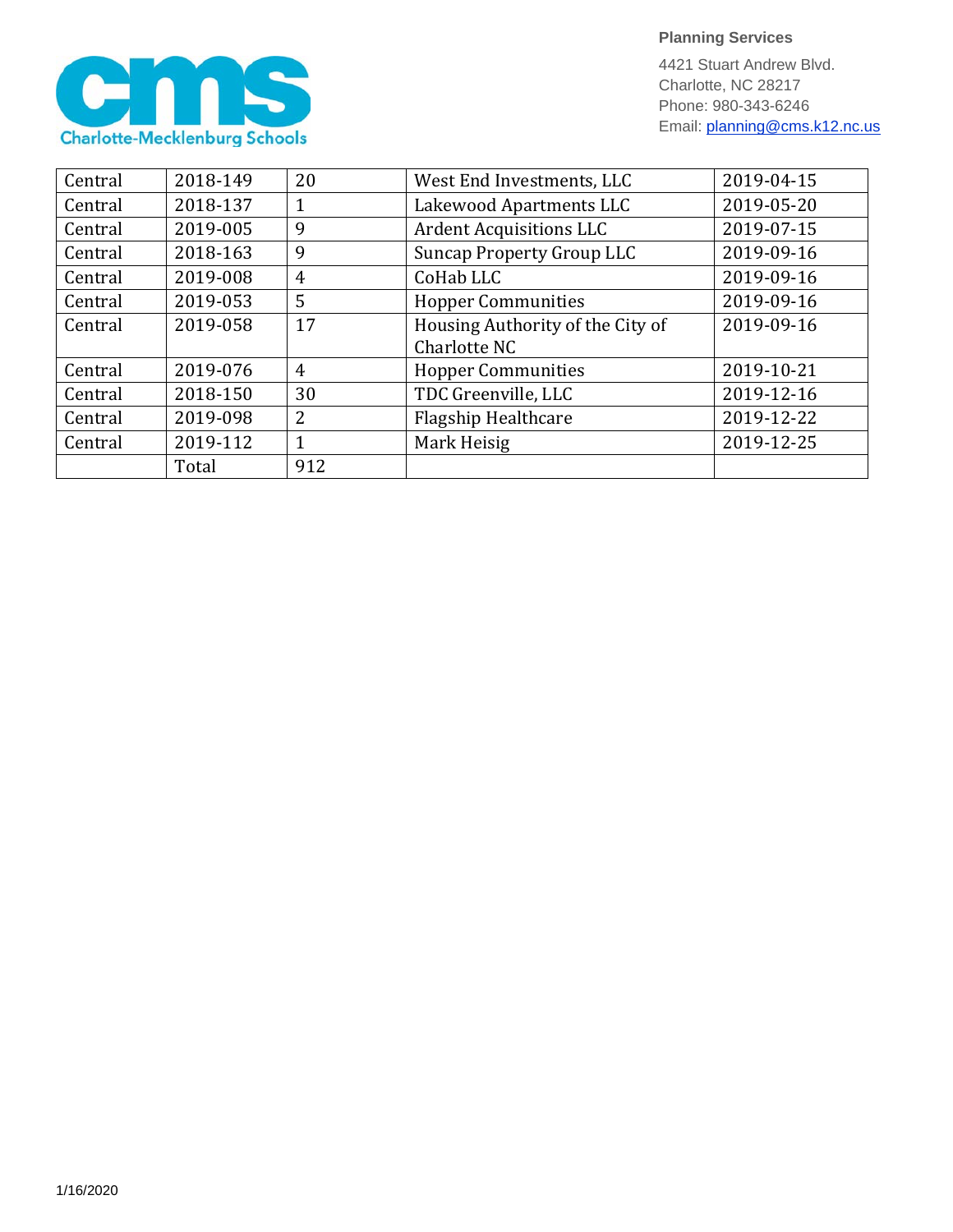| | | | | |
|---|---|---|---|---|
| Central | 2018-149 | 20 | West End Investments, LLC | 2019-04-15 |
| Central | 2018-137 | 1 | Lakewood Apartments LLC | 2019-05-20 |
| Central | 2019-005 | 9 | Ardent Acquisitions LLC | 2019-07-15 |
| Central | 2018-163 | 9 | Suncap Property Group LLC | 2019-09-16 |
| Central | 2019-008 | 4 | CoHab LLC | 2019-09-16 |
| Central | 2019-053 | 5 | Hopper Communities | 2019-09-16 |
| Central | 2019-058 | 17 | Housing Authority of the City of Charlotte NC | 2019-09-16 |
| Central | 2019-076 | 4 | Hopper Communities | 2019-10-21 |
| Central | 2018-150 | 30 | TDC Greenville, LLC | 2019-12-16 |
| Central | 2019-098 | 2 | Flagship Healthcare | 2019-12-22 |
| Central | 2019-112 | 1 | Mark Heisig | 2019-12-25 |
| | Total | 912 | | |